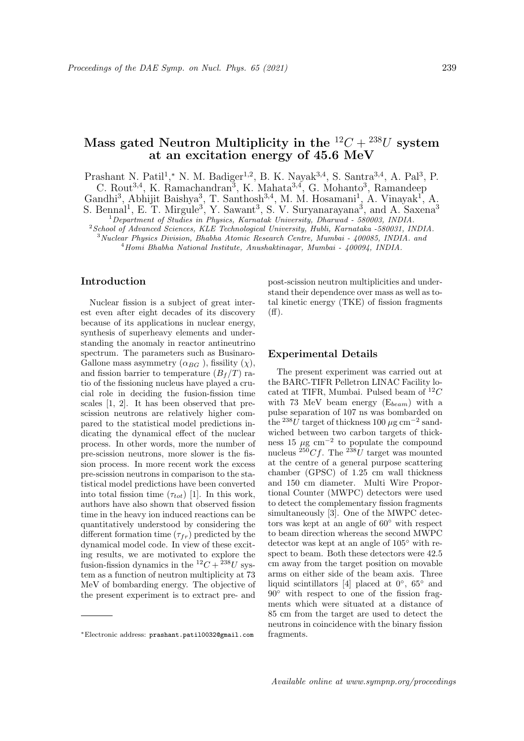# Mass gated Neutron Multiplicity in the $^{12}C + ^{238}U$ system at an excitation energy of 45.6 MeV

Prashant N. Patil[1,*], N. M. Badiger[1,2], B. K. Nayak[3,4], S. Santra[3,4], A. Pal[3], P. C. Rout[3,4], K. Ramachandran[3], K. Mahata[3,4], G. Mohanto[3], Ramandeep Gandhi[3], Abhijit Baishya[3], T. Santhosh[3,4], M. M. Hosamani[1], A. Vinayak[1], A. S. Bennal[1], E. T. Mirgule[3], Y. Sawant[3], S. V. Suryanarayana[3], and A. Saxena[3]

[1] *Department of Studies in Physics, Karnatak University, Dharwad - 580003, INDIA.*
[2] *School of Advanced Sciences, KLE Technological University, Hubli, Karnataka -580031, INDIA.*
[3] *Nuclear Physics Division, Bhabha Atomic Research Centre, Mumbai - 400085, INDIA. and*
[4] *Homi Bhabha National Institute, Anushaktinagar, Mumbai - 400094, INDIA.*

## Introduction

Nuclear fission is a subject of great interest even after eight decades of its discovery because of its applications in nuclear energy, synthesis of superheavy elements and understanding the anomaly in reactor antineutrino spectrum. The parameters such as Businaro-Gallone mass asymmetry ($\alpha_{BG}$ ), fissility ($\chi$), and fission barrier to temperature ($B_f/T$) ratio of the fissioning nucleus have played a crucial role in deciding the fusion-fission time scales [1, 2]. It has been observed that prescission neutrons are relatively higher compared to the statistical model predictions indicating the dynamical effect of the nuclear process. In other words, more the number of pre-scission neutrons, more slower is the fission process. In more recent work the excess pre-scission neutrons in comparison to the statistical model predictions have been converted into total fission time ($\tau_{tot}$) [1]. In this work, authors have also shown that observed fission time in the heavy ion induced reactions can be quantitatively understood by considering the different formation time ($\tau_{fr}$) predicted by the dynamical model code. In view of these exciting results, we are motivated to explore the fusion-fission dynamics in the $^{12}C + ^{238}U$ system as a function of neutron multiplicity at 73 MeV of bombarding energy. The objective of the present experiment is to extract pre- and post-scission neutron multiplicities and understand their dependence over mass as well as total kinetic energy (TKE) of fission fragments (ff).

## Experimental Details

The present experiment was carried out at the BARC-TIFR Pelletron LINAC Facility located at TIFR, Mumbai. Pulsed beam of $^{12}C$ with 73 MeV beam energy ($E_{beam}$) with a pulse separation of 107 ns was bombarded on the $^{238}U$ target of thickness 100 $\mu$g cm$^{-2}$ sandwiched between two carbon targets of thickness 15 $\mu$g cm$^{-2}$ to populate the compound nucleus $^{250}Cf$. The $^{238}U$ target was mounted at the centre of a general purpose scattering chamber (GPSC) of 1.25 cm wall thickness and 150 cm diameter. Multi Wire Proportional Counter (MWPC) detectors were used to detect the complementary fission fragments simultaneously [3]. One of the MWPC detectors was kept at an angle of 60° with respect to beam direction whereas the second MWPC detector was kept at an angle of 105° with respect to beam. Both these detectors were 42.5 cm away from the target position on movable arms on either side of the beam axis. Three liquid scintillators [4] placed at 0°, 65° and 90° with respect to one of the fission fragments which were situated at a distance of 85 cm from the target are used to detect the neutrons in coincidence with the binary fission fragments.

*Electronic address: prashant.patil0032@gmail.com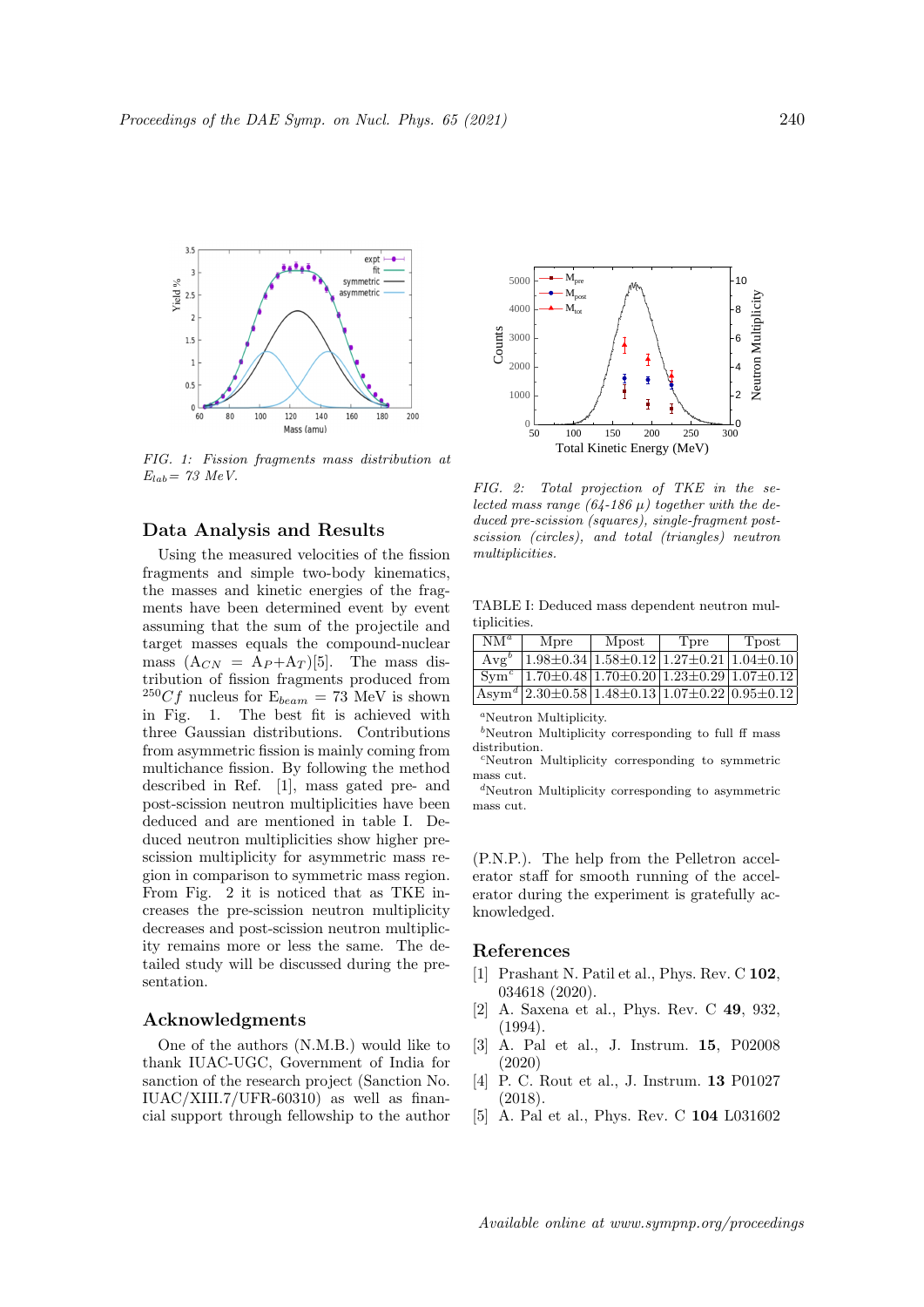Yield %

3.5
3
2.5
2
1.5
1
0.5
0

60 80 100 120 140 160 180 200

Mass (amu)

expt
fit
symmetric
asymmetric

*FIG. 1: Fission fragments mass distribution at $E_{lab}$= 73 MeV.*

5000
4000
3000
2000
1000
0

Counts

50 100 150 200 250 300

Total Kinetic Energy (MeV)

10
8
6
4
2
0

Neutron Multiplicity

$M_{pre}$
$M_{post}$
$M_{tot}$

*FIG. 2: Total projection of TKE in the selected mass range (64-186 μ) together with the deduced pre-scission (squares), single-fragment post-scission (circles), and total (triangles) neutron multiplicities.*

## Data Analysis and Results

Using the measured velocities of the fission fragments and simple two-body kinematics, the masses and kinetic energies of the fragments have been determined event by event assuming that the sum of the projectile and target masses equals the compound-nuclear mass ($A_{CN}$ = $A_P$+$A_T$)[5]. The mass distribution of fission fragments produced from $^{250}Cf$ nucleus for $E_{beam}$ = 73 MeV is shown in Fig. 1. The best fit is achieved with three Gaussian distributions. Contributions from asymmetric fission is mainly coming from multichance fission. By following the method described in Ref. [1], mass gated pre- and post-scission neutron multiplicities have been deduced and are mentioned in table I. Deduced neutron multiplicities show higher pre-scission multiplicity for asymmetric mass region in comparison to symmetric mass region. From Fig. 2 it is noticed that as TKE increases the pre-scission neutron multiplicity decreases and post-scission neutron multiplicity remains more or less the same. The detailed study will be discussed during the presentation.

TABLE I: Deduced mass dependent neutron multiplicities.

| NM[a] | Mpre | Mpost | Tpre | Tpost |
|---|---|---|---|---|
| Avg[b] | 1.98±0.34 | 1.58±0.12 | 1.27±0.21 | 1.04±0.10 |
| Sym[c] | 1.70±0.48 | 1.70±0.20 | 1.23±0.29 | 1.07±0.12 |
| Asym[d] | 2.30±0.58 | 1.48±0.13 | 1.07±0.22 | 0.95±0.12 |

[a]Neutron Multiplicity.
[b]Neutron Multiplicity corresponding to full ff mass distribution.
[c]Neutron Multiplicity corresponding to symmetric mass cut.
[d]Neutron Multiplicity corresponding to asymmetric mass cut.

## Acknowledgments

One of the authors (N.M.B.) would like to thank IUAC-UGC, Government of India for sanction of the research project (Sanction No. IUAC/XIII.7/UFR-60310) as well as financial support through fellowship to the author (P.N.P.). The help from the Pelletron accelerator staff for smooth running of the accelerator during the experiment is gratefully acknowledged.

## References

[1] Prashant N. Patil et al., Phys. Rev. C **102**, 034618 (2020).

[2] A. Saxena et al., Phys. Rev. C **49**, 932, (1994).

[3] A. Pal et al., J. Instrum. **15**, P02008 (2020)

[4] P. C. Rout et al., J. Instrum. **13** P01027 (2018).

[5] A. Pal et al., Phys. Rev. C **104** L031602